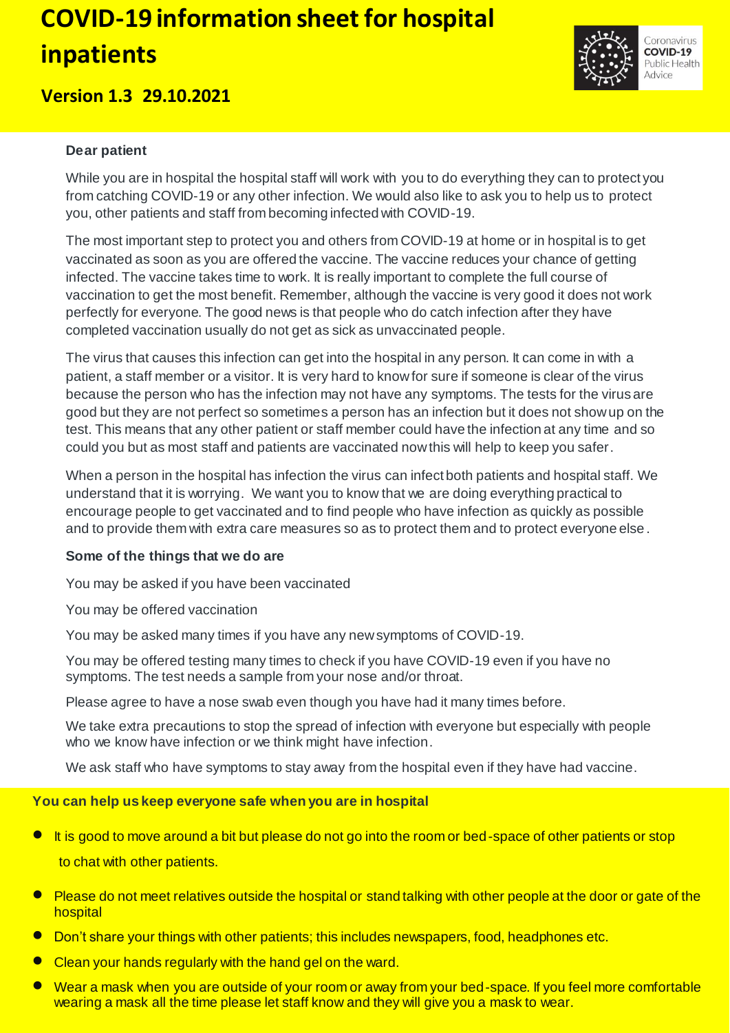# COVID-19 information sheet for hospital inpatients

## Version 1.3 29.10.2021

Coronavirus **COVID-19** Public Health Advice

**Dear patient**

While you are in hospital the hospital staff will work with you to do everything they can to protect you from catching COVID-19 or any other infection. We would also like to ask you to help us to protect you, other patients and staff from becoming infected with COVID-19.

The most important step to protect you and others from COVID-19 at home or in hospital is to get vaccinated as soon as you are offered the vaccine. The vaccine reduces your chance of getting infected. The vaccine takes time to work. It is really important to complete the full course of vaccination to get the most benefit. Remember, although the vaccine is very good it does not work perfectly for everyone. The good news is that people who do catch infection after they have completed vaccination usually do not get as sick as unvaccinated people.

The virus that causes this infection can get into the hospital in any person. It can come in with a patient, a staff member or a visitor. It is very hard to know for sure if someone is clear of the virus because the person who has the infection may not have any symptoms. The tests for the virus are good but they are not perfect so sometimes a person has an infection but it does not show up on the test. This means that any other patient or staff member could have the infection at any time and so could you but as most staff and patients are vaccinated now this will help to keep you safer.

When a person in the hospital has infection the virus can infect both patients and hospital staff. We understand that it is worrying. We want you to know that we are doing everything practical to encourage people to get vaccinated and to find people who have infection as quickly as possible and to provide them with extra care measures so as to protect them and to protect everyone else.

**Some of the things that we do are**

You may be asked if you have been vaccinated

You may be offered vaccination

You may be asked many times if you have any new symptoms of COVID-19.

You may be offered testing many times to check if you have COVID-19 even if you have no symptoms. The test needs a sample from your nose and/or throat.

Please agree to have a nose swab even though you have had it many times before.

We take extra precautions to stop the spread of infection with everyone but especially with people who we know have infection or we think might have infection.

We ask staff who have symptoms to stay away from the hospital even if they have had vaccine.

**You can help us keep everyone safe when you are in hospital**

- It is good to move around a bit but please do not go into the room or bed-space of other patients or stop to chat with other patients.
- Please do not meet relatives outside the hospital or stand talking with other people at the door or gate of the hospital
- Don't share your things with other patients; this includes newspapers, food, headphones etc.
- Clean your hands regularly with the hand gel on the ward.
- Wear a mask when you are outside of your room or away from your bed-space. If you feel more comfortable wearing a mask all the time please let staff know and they will give you a mask to wear.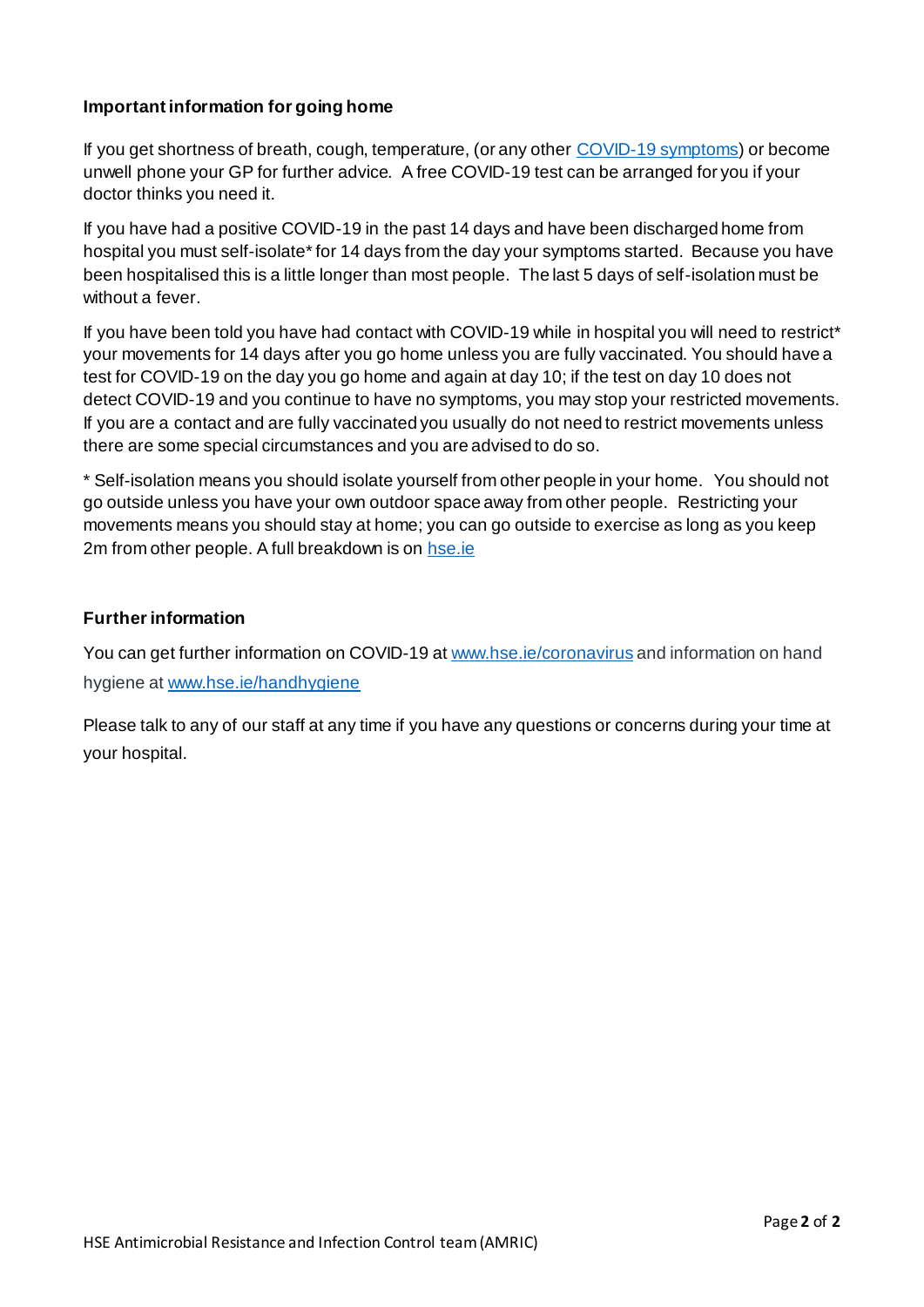**Important information for going home**

If you get shortness of breath, cough, temperature, (or any other [COVID-19 symptoms](#)) or become unwell phone your GP for further advice. A free COVID-19 test can be arranged for you if your doctor thinks you need it.

If you have had a positive COVID-19 in the past 14 days and have been discharged home from hospital you must self-isolate* for 14 days from the day your symptoms started. Because you have been hospitalised this is a little longer than most people. The last 5 days of self-isolation must be without a fever.

If you have been told you have had contact with COVID-19 while in hospital you will need to restrict* your movements for 14 days after you go home unless you are fully vaccinated. You should have a test for COVID-19 on the day you go home and again at day 10; if the test on day 10 does not detect COVID-19 and you continue to have no symptoms, you may stop your restricted movements. If you are a contact and are fully vaccinated you usually do not need to restrict movements unless there are some special circumstances and you are advised to do so.

* Self-isolation means you should isolate yourself from other people in your home. You should not go outside unless you have your own outdoor space away from other people. Restricting your movements means you should stay at home; you can go outside to exercise as long as you keep 2m from other people. A full breakdown is on hse.ie

**Further information**

You can get further information on COVID-19 at www.hse.ie/coronavirus and information on hand hygiene at www.hse.ie/handhygiene

Please talk to any of our staff at any time if you have any questions or concerns during your time at your hospital.

HSE Antimicrobial Resistance and Infection Control team (AMRIC)